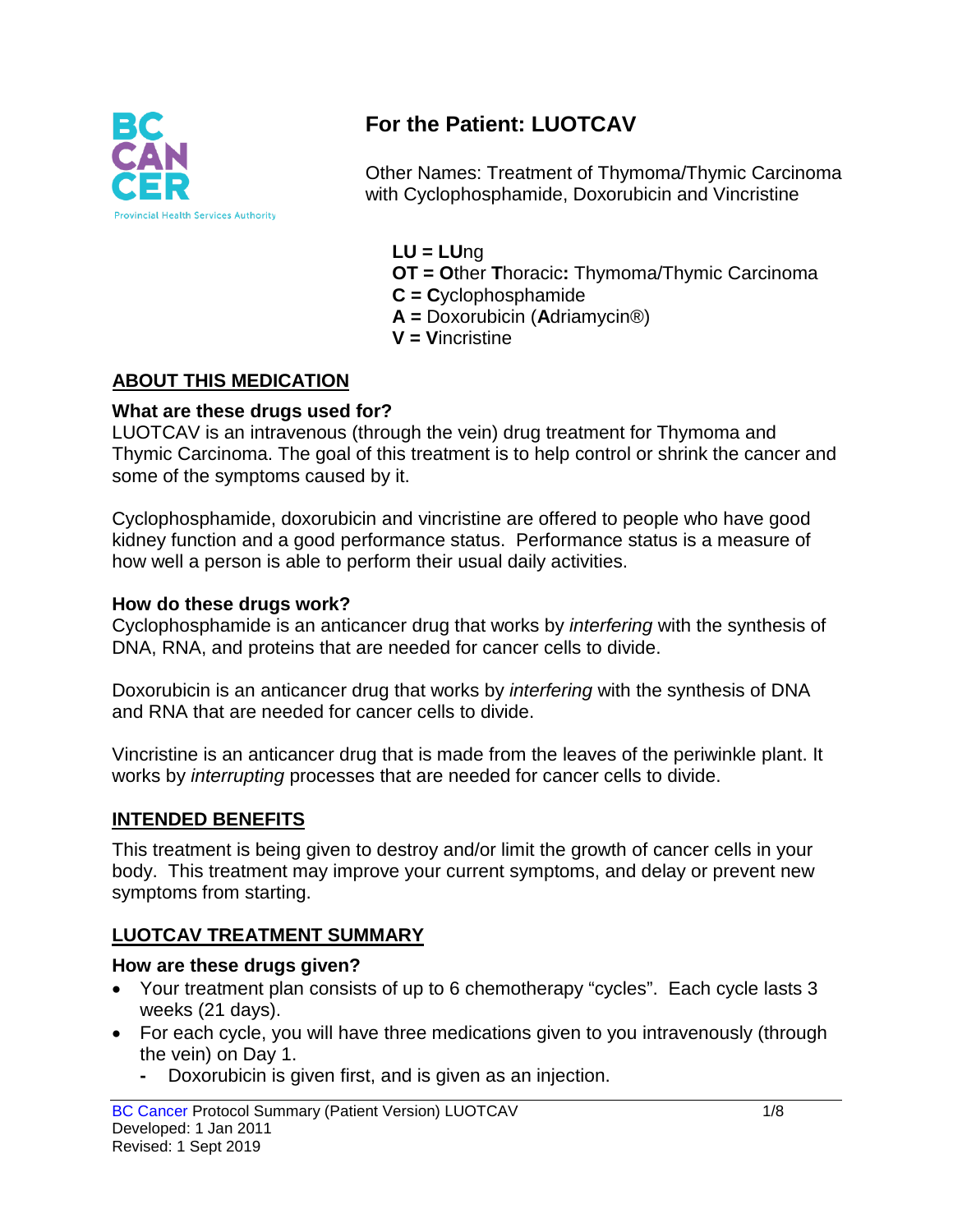# For the Patient: LUOTCAV

Other Names: Treatment of Thymoma/Thymic Carcinoma with Cyclophosphamide, Doxorubicin and Vincristine

**LU = LU**ng
**OT = O**ther **T**horacic**:** Thymoma/Thymic Carcinoma
**C = C**yclophosphamide
**A =** Doxorubicin (**A**driamycin®)
**V = V**incristine

## ABOUT THIS MEDICATION

### What are these drugs used for?

LUOTCAV is an intravenous (through the vein) drug treatment for Thymoma and Thymic Carcinoma. The goal of this treatment is to help control or shrink the cancer and some of the symptoms caused by it.

Cyclophosphamide, doxorubicin and vincristine are offered to people who have good kidney function and a good performance status. Performance status is a measure of how well a person is able to perform their usual daily activities.

### How do these drugs work?

Cyclophosphamide is an anticancer drug that works by *interfering* with the synthesis of DNA, RNA, and proteins that are needed for cancer cells to divide.

Doxorubicin is an anticancer drug that works by *interfering* with the synthesis of DNA and RNA that are needed for cancer cells to divide.

Vincristine is an anticancer drug that is made from the leaves of the periwinkle plant. It works by *interrupting* processes that are needed for cancer cells to divide.

## INTENDED BENEFITS

This treatment is being given to destroy and/or limit the growth of cancer cells in your body. This treatment may improve your current symptoms, and delay or prevent new symptoms from starting.

## LUOTCAV TREATMENT SUMMARY

### How are these drugs given?

- Your treatment plan consists of up to 6 chemotherapy "cycles". Each cycle lasts 3 weeks (21 days).
- For each cycle, you will have three medications given to you intravenously (through the vein) on Day 1.
  - Doxorubicin is given first, and is given as an injection.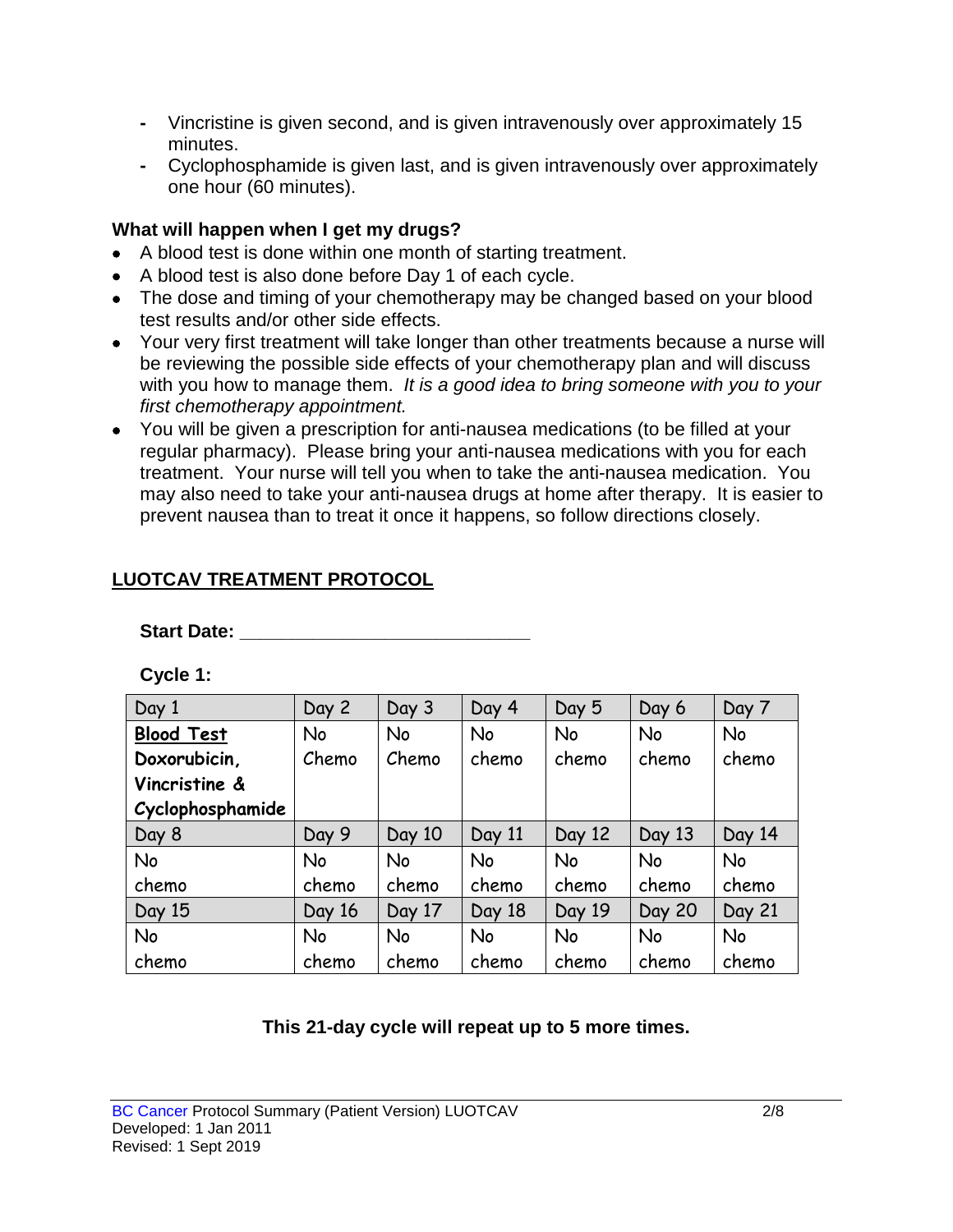- Vincristine is given second, and is given intravenously over approximately 15 minutes.
- Cyclophosphamide is given last, and is given intravenously over approximately one hour (60 minutes).

**What will happen when I get my drugs?**

- A blood test is done within one month of starting treatment.
- A blood test is also done before Day 1 of each cycle.
- The dose and timing of your chemotherapy may be changed based on your blood test results and/or other side effects.
- Your very first treatment will take longer than other treatments because a nurse will be reviewing the possible side effects of your chemotherapy plan and will discuss with you how to manage them. *It is a good idea to bring someone with you to your first chemotherapy appointment.*
- You will be given a prescription for anti-nausea medications (to be filled at your regular pharmacy). Please bring your anti-nausea medications with you for each treatment. Your nurse will tell you when to take the anti-nausea medication. You may also need to take your anti-nausea drugs at home after therapy. It is easier to prevent nausea than to treat it once it happens, so follow directions closely.

## LUOTCAV TREATMENT PROTOCOL

**Start Date: ___________________________**

**Cycle 1:**

| Day 1 | Day 2 | Day 3 | Day 4 | Day 5 | Day 6 | Day 7 |
|---|---|---|---|---|---|---|
| **Blood Test** **Doxorubicin, Vincristine & Cyclophosphamide** | No Chemo | No Chemo | No chemo | No chemo | No chemo | No chemo |
| Day 8 | Day 9 | Day 10 | Day 11 | Day 12 | Day 13 | Day 14 |
| No chemo | No chemo | No chemo | No chemo | No chemo | No chemo | No chemo |
| Day 15 | Day 16 | Day 17 | Day 18 | Day 19 | Day 20 | Day 21 |
| No chemo | No chemo | No chemo | No chemo | No chemo | No chemo | No chemo |

**This 21-day cycle will repeat up to 5 more times.**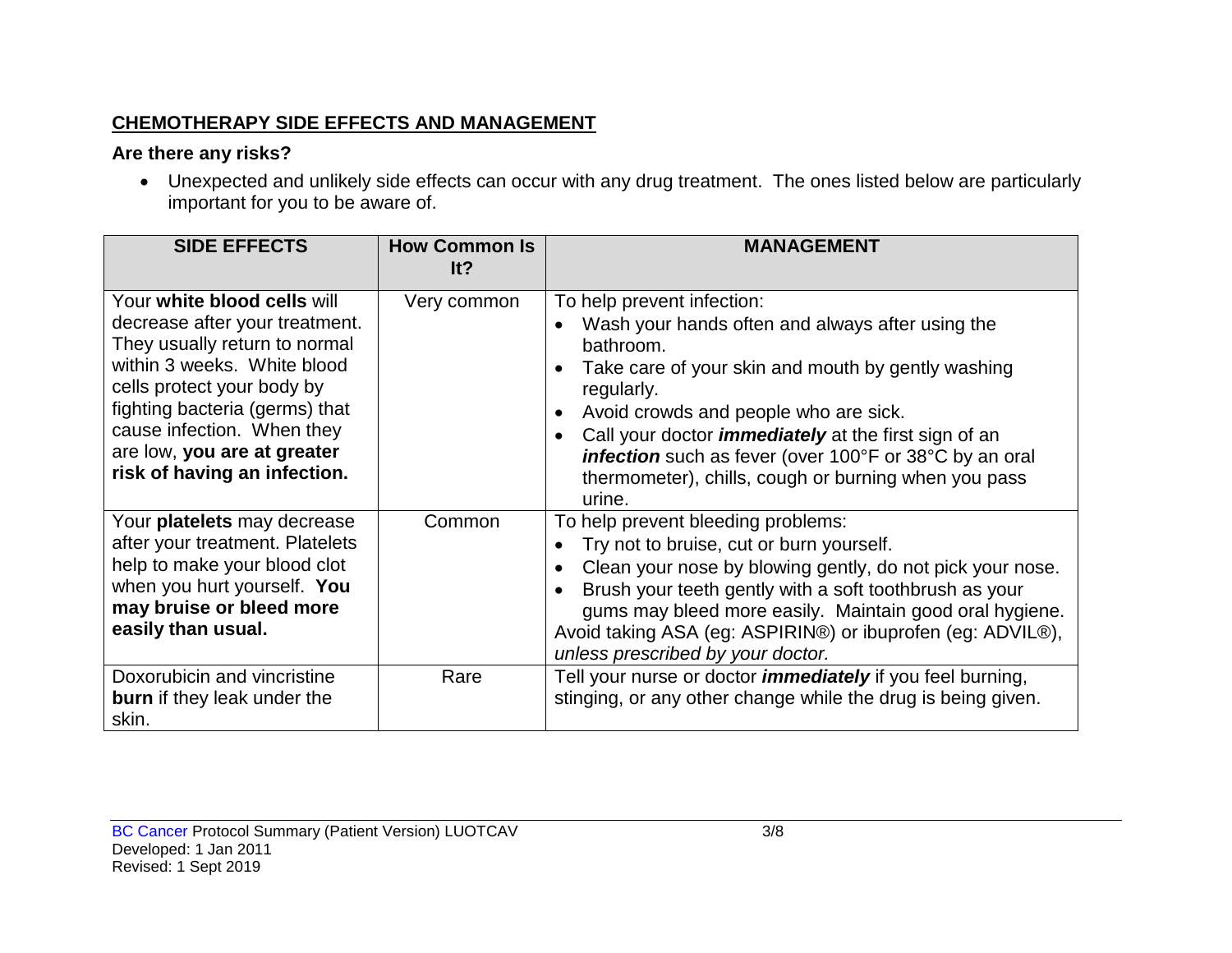## CHEMOTHERAPY SIDE EFFECTS AND MANAGEMENT

### Are there any risks?

- Unexpected and unlikely side effects can occur with any drug treatment. The ones listed below are particularly important for you to be aware of.

| SIDE EFFECTS | How Common Is It? | MANAGEMENT |
|---|---|---|
| Your **white blood cells** will decrease after your treatment. They usually return to normal within 3 weeks. White blood cells protect your body by fighting bacteria (germs) that cause infection. When they are low, **you are at greater risk of having an infection.** | Very common | To help prevent infection:<br>• Wash your hands often and always after using the bathroom.<br>• Take care of your skin and mouth by gently washing regularly.<br>• Avoid crowds and people who are sick.<br>• Call your doctor ***immediately*** at the first sign of an ***infection*** such as fever (over 100°F or 38°C by an oral thermometer), chills, cough or burning when you pass urine. |
| Your **platelets** may decrease after your treatment. Platelets help to make your blood clot when you hurt yourself. **You may bruise or bleed more easily than usual.** | Common | To help prevent bleeding problems:<br>• Try not to bruise, cut or burn yourself.<br>• Clean your nose by blowing gently, do not pick your nose.<br>• Brush your teeth gently with a soft toothbrush as your gums may bleed more easily. Maintain good oral hygiene.<br>Avoid taking ASA (eg: ASPIRIN®) or ibuprofen (eg: ADVIL®), *unless prescribed by your doctor.* |
| Doxorubicin and vincristine **burn** if they leak under the skin. | Rare | Tell your nurse or doctor ***immediately*** if you feel burning, stinging, or any other change while the drug is being given. |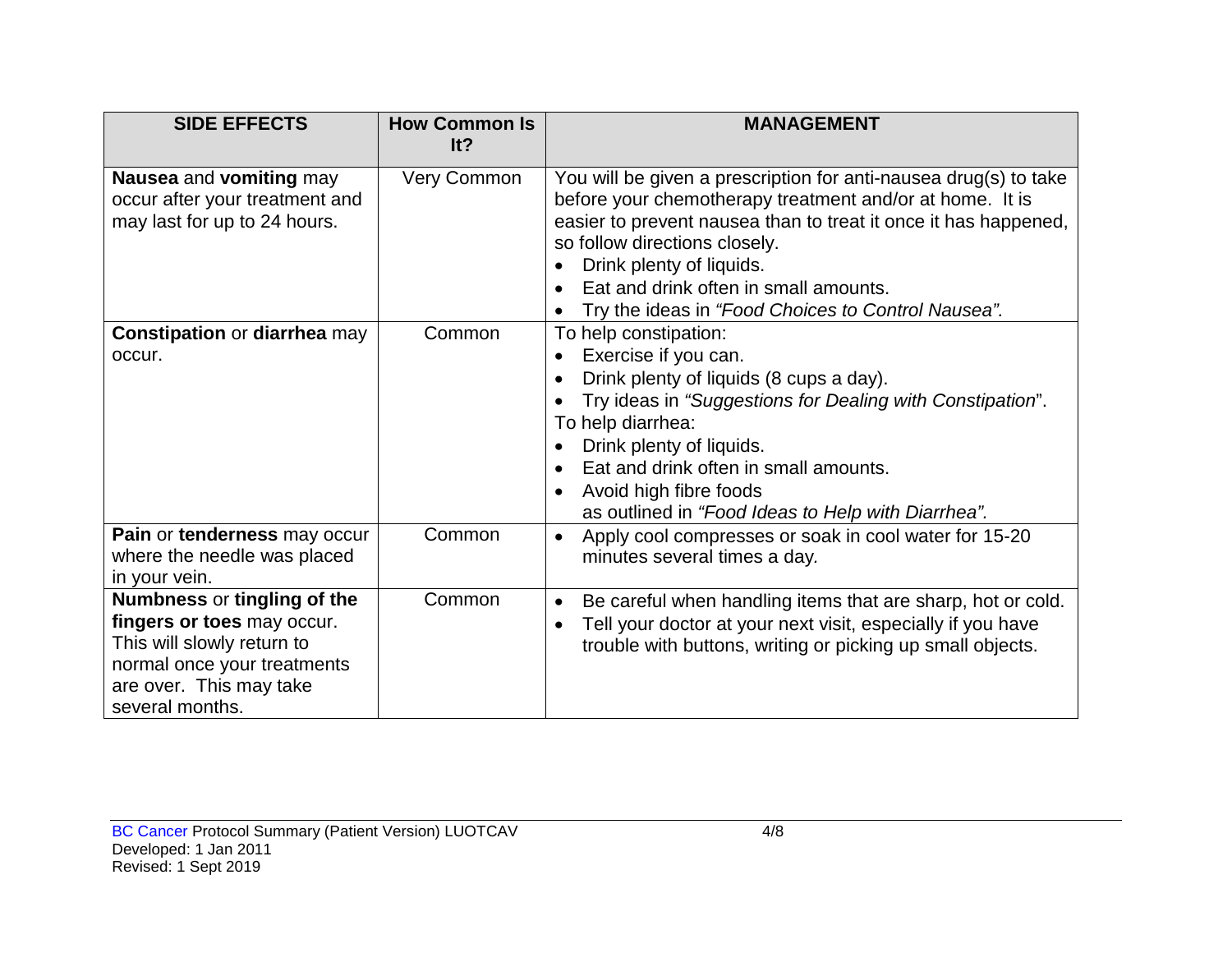| SIDE EFFECTS | How Common Is It? | MANAGEMENT |
|---|---|---|
| **Nausea** and **vomiting** may occur after your treatment and may last for up to 24 hours. | Very Common | You will be given a prescription for anti-nausea drug(s) to take before your chemotherapy treatment and/or at home. It is easier to prevent nausea than to treat it once it has happened, so follow directions closely.<br>• Drink plenty of liquids.<br>• Eat and drink often in small amounts.<br>• Try the ideas in *"Food Choices to Control Nausea"*. |
| **Constipation** or **diarrhea** may occur. | Common | To help constipation:<br>• Exercise if you can.<br>• Drink plenty of liquids (8 cups a day).<br>• Try ideas in *"Suggestions for Dealing with Constipation*".<br>To help diarrhea:<br>• Drink plenty of liquids.<br>• Eat and drink often in small amounts.<br>• Avoid high fibre foods as outlined in *"Food Ideas to Help with Diarrhea"*. |
| **Pain** or **tenderness** may occur where the needle was placed in your vein. | Common | • Apply cool compresses or soak in cool water for 15-20 minutes several times a day. |
| **Numbness** or **tingling of the fingers or toes** may occur. This will slowly return to normal once your treatments are over. This may take several months. | Common | • Be careful when handling items that are sharp, hot or cold.<br>• Tell your doctor at your next visit, especially if you have trouble with buttons, writing or picking up small objects. |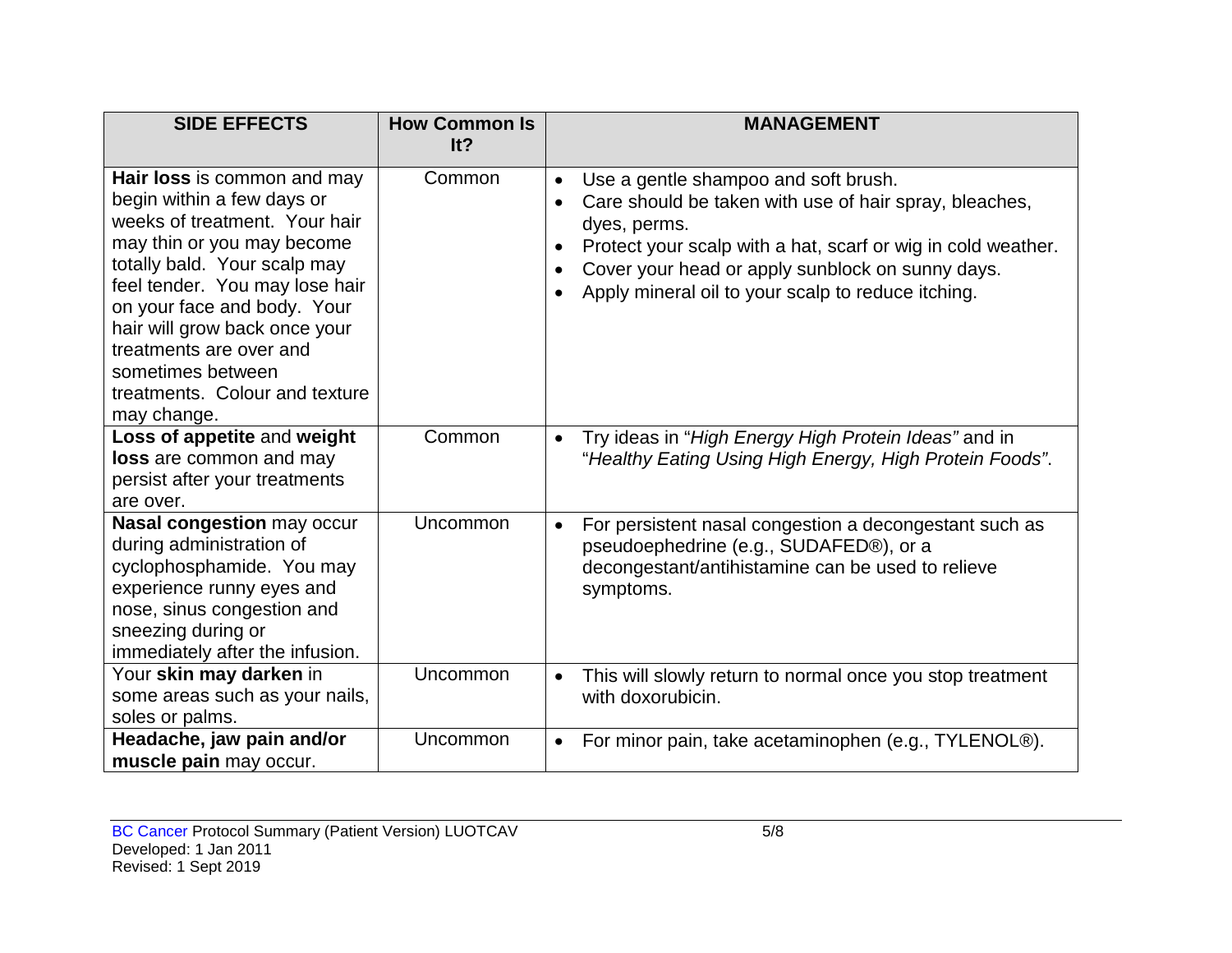| SIDE EFFECTS | How Common Is It? | MANAGEMENT |
|---|---|---|
| **Hair loss** is common and may begin within a few days or weeks of treatment. Your hair may thin or you may become totally bald. Your scalp may feel tender. You may lose hair on your face and body. Your hair will grow back once your treatments are over and sometimes between treatments. Colour and texture may change. | Common | • Use a gentle shampoo and soft brush.<br>• Care should be taken with use of hair spray, bleaches, dyes, perms.<br>• Protect your scalp with a hat, scarf or wig in cold weather.<br>• Cover your head or apply sunblock on sunny days.<br>• Apply mineral oil to your scalp to reduce itching. |
| **Loss of appetite** and **weight loss** are common and may persist after your treatments are over. | Common | • Try ideas in "*High Energy High Protein Ideas"* and in "*Healthy Eating Using High Energy, High Protein Foods"*. |
| **Nasal congestion** may occur during administration of cyclophosphamide. You may experience runny eyes and nose, sinus congestion and sneezing during or immediately after the infusion. | Uncommon | • For persistent nasal congestion a decongestant such as pseudoephedrine (e.g., SUDAFED®), or a decongestant/antihistamine can be used to relieve symptoms. |
| Your **skin may darken** in some areas such as your nails, soles or palms. | Uncommon | • This will slowly return to normal once you stop treatment with doxorubicin. |
| **Headache, jaw pain and/or muscle pain** may occur. | Uncommon | • For minor pain, take acetaminophen (e.g., TYLENOL®). |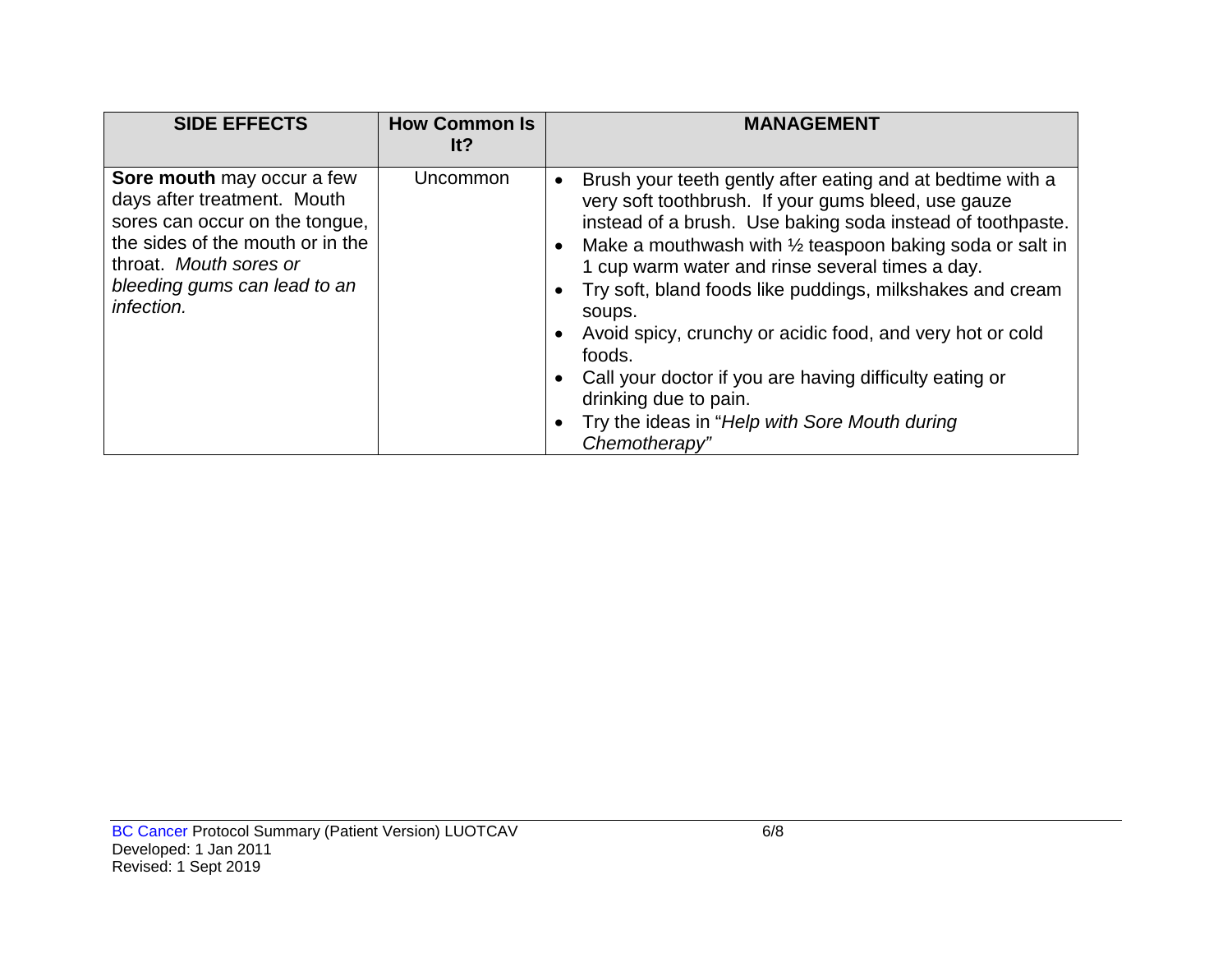| SIDE EFFECTS | How Common Is It? | MANAGEMENT |
|---|---|---|
| **Sore mouth** may occur a few days after treatment. Mouth sores can occur on the tongue, the sides of the mouth or in the throat. *Mouth sores or bleeding gums can lead to an infection.* | Uncommon | • Brush your teeth gently after eating and at bedtime with a very soft toothbrush. If your gums bleed, use gauze instead of a brush. Use baking soda instead of toothpaste.<br>• Make a mouthwash with ½ teaspoon baking soda or salt in 1 cup warm water and rinse several times a day.<br>• Try soft, bland foods like puddings, milkshakes and cream soups.<br>• Avoid spicy, crunchy or acidic food, and very hot or cold foods.<br>• Call your doctor if you are having difficulty eating or drinking due to pain.<br>• Try the ideas in "*Help with Sore Mouth during Chemotherapy*" |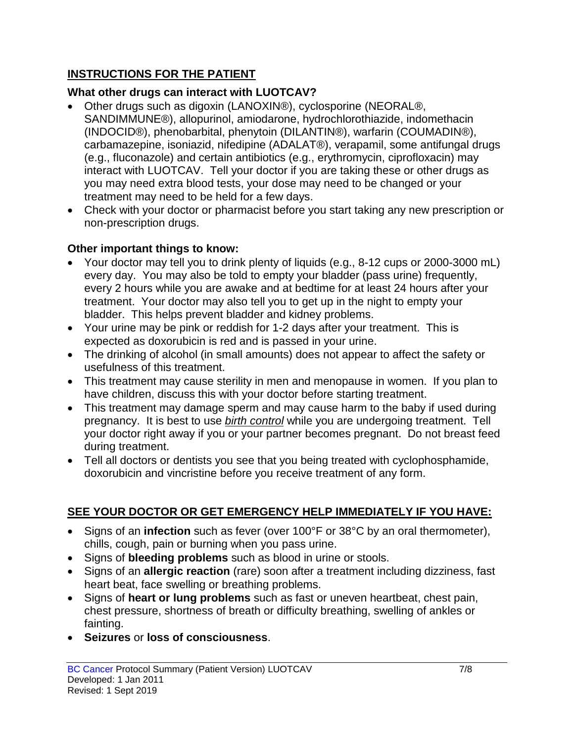## INSTRUCTIONS FOR THE PATIENT

### What other drugs can interact with LUOTCAV?

- Other drugs such as digoxin (LANOXIN®), cyclosporine (NEORAL®, SANDIMMUNE®), allopurinol, amiodarone, hydrochlorothiazide, indomethacin (INDOCID®), phenobarbital, phenytoin (DILANTIN®), warfarin (COUMADIN®), carbamazepine, isoniazid, nifedipine (ADALAT®), verapamil, some antifungal drugs (e.g., fluconazole) and certain antibiotics (e.g., erythromycin, ciprofloxacin) may interact with LUOTCAV. Tell your doctor if you are taking these or other drugs as you may need extra blood tests, your dose may need to be changed or your treatment may need to be held for a few days.
- Check with your doctor or pharmacist before you start taking any new prescription or non-prescription drugs.

### Other important things to know:

- Your doctor may tell you to drink plenty of liquids (e.g., 8-12 cups or 2000-3000 mL) every day. You may also be told to empty your bladder (pass urine) frequently, every 2 hours while you are awake and at bedtime for at least 24 hours after your treatment. Your doctor may also tell you to get up in the night to empty your bladder. This helps prevent bladder and kidney problems.
- Your urine may be pink or reddish for 1-2 days after your treatment. This is expected as doxorubicin is red and is passed in your urine.
- The drinking of alcohol (in small amounts) does not appear to affect the safety or usefulness of this treatment.
- This treatment may cause sterility in men and menopause in women. If you plan to have children, discuss this with your doctor before starting treatment.
- This treatment may damage sperm and may cause harm to the baby if used during pregnancy. It is best to use *birth control* while you are undergoing treatment. Tell your doctor right away if you or your partner becomes pregnant. Do not breast feed during treatment.
- Tell all doctors or dentists you see that you being treated with cyclophosphamide, doxorubicin and vincristine before you receive treatment of any form.

## SEE YOUR DOCTOR OR GET EMERGENCY HELP IMMEDIATELY IF YOU HAVE:

- Signs of an **infection** such as fever (over 100°F or 38°C by an oral thermometer), chills, cough, pain or burning when you pass urine.
- Signs of **bleeding problems** such as blood in urine or stools.
- Signs of an **allergic reaction** (rare) soon after a treatment including dizziness, fast heart beat, face swelling or breathing problems.
- Signs of **heart or lung problems** such as fast or uneven heartbeat, chest pain, chest pressure, shortness of breath or difficulty breathing, swelling of ankles or fainting.
- **Seizures** or **loss of consciousness**.

BC Cancer Protocol Summary (Patient Version) LUOTCAV
Developed: 1 Jan 2011
Revised: 1 Sept 2019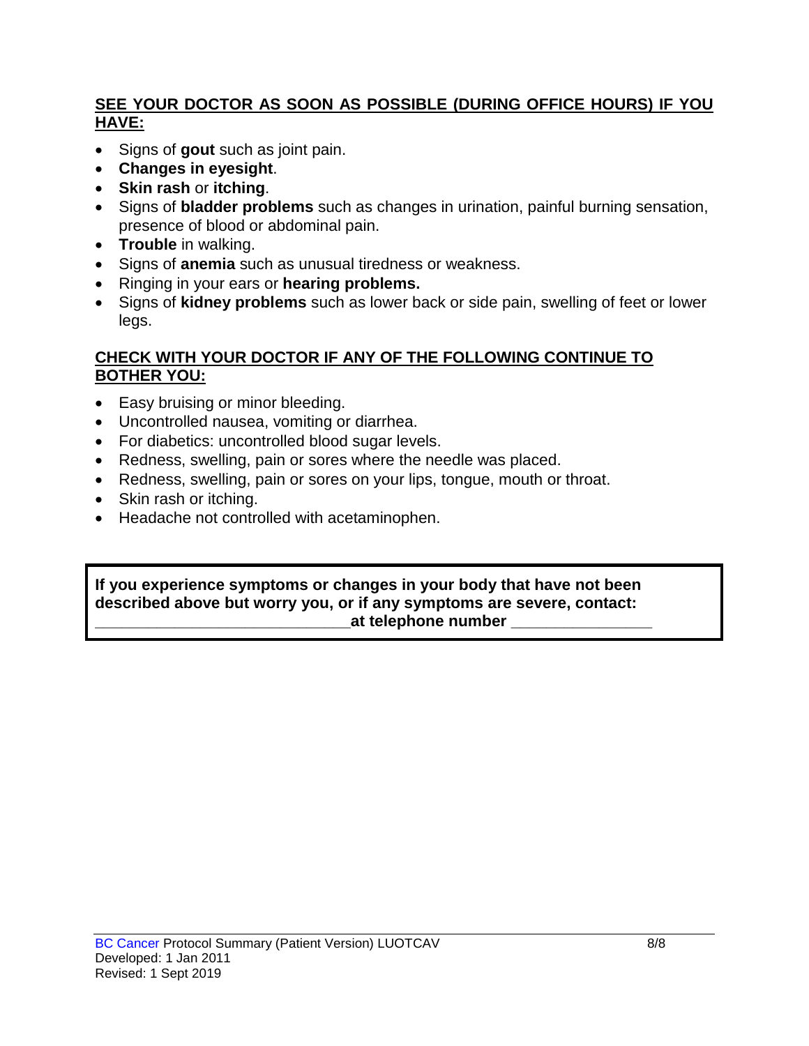**SEE YOUR DOCTOR AS SOON AS POSSIBLE (DURING OFFICE HOURS) IF YOU HAVE:**

- Signs of **gout** such as joint pain.
- **Changes in eyesight**.
- **Skin rash** or **itching**.
- Signs of **bladder problems** such as changes in urination, painful burning sensation, presence of blood or abdominal pain.
- **Trouble** in walking.
- Signs of **anemia** such as unusual tiredness or weakness.
- Ringing in your ears or **hearing problems.**
- Signs of **kidney problems** such as lower back or side pain, swelling of feet or lower legs.

**CHECK WITH YOUR DOCTOR IF ANY OF THE FOLLOWING CONTINUE TO BOTHER YOU:**

- Easy bruising or minor bleeding.
- Uncontrolled nausea, vomiting or diarrhea.
- For diabetics: uncontrolled blood sugar levels.
- Redness, swelling, pain or sores where the needle was placed.
- Redness, swelling, pain or sores on your lips, tongue, mouth or throat.
- Skin rash or itching.
- Headache not controlled with acetaminophen.

**If you experience symptoms or changes in your body that have not been described above but worry you, or if any symptoms are severe, contact: ______________________________at telephone number ________________**